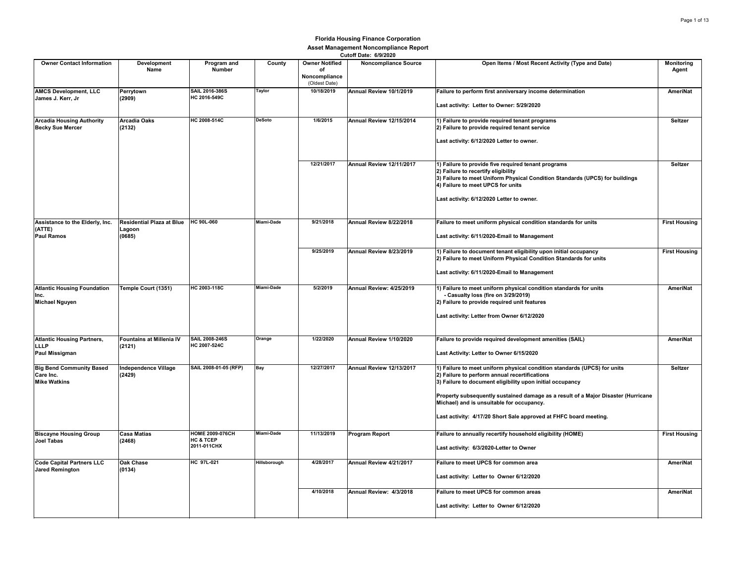**Florida Housing Finance Corporation**

**Asset Management Noncompliance Report**

**Cutoff Date: 6/9/2020**

| Owner Contact Information | Development Name | Program and Number | County | Owner Notified of Noncompliance (Oldest Date) | Noncompliance Source | Open Items / Most Recent Activity (Type and Date) | Monitoring Agent |
|---|---|---|---|---|---|---|---|
| **AMCS Development, LLC**<br>**James J. Kerr, Jr** | **Perrytown (2909)** | **SAIL 2016-386S**<br>**HC 2016-549C** | **Taylor** | **10/18/2019** | **Annual Review 10/1/2019** | **Failure to perform first anniversary income determination**<br><br>**Last activity: Letter to Owner: 5/29/2020** | **AmeriNat** |
| **Arcadia Housing Authority**<br>**Becky Sue Mercer** | **Arcadia Oaks (2132)** | **HC 2008-514C** | **DeSoto** | **1/6/2015** | **Annual Review 12/15/2014** | **1) Failure to provide required tenant programs**<br>**2) Failure to provide required tenant service**<br><br>**Last activity: 6/12/2020 Letter to owner.** | **Seltzer** |
| | | | | **12/21/2017** | **Annual Review 12/11/2017** | **1) Failure to provide five required tenant programs**<br>**2) Failure to recertify eligibility**<br>**3) Failure to meet Uniform Physical Condition Standards (UPCS) for buildings**<br>**4) Failure to meet UPCS for units**<br><br>**Last activity: 6/12/2020 Letter to owner.** | **Seltzer** |
| **Assistance to the Elderly, Inc. (ATTE)**<br>**Paul Ramos** | **Residential Plaza at Blue Lagoon (0685)** | **HC 90L-060** | **Miami-Dade** | **9/21/2018** | **Annual Review 8/22/2018** | **Failure to meet uniform physical condition standards for units**<br><br>**Last activity: 6/11/2020-Email to Management** | **First Housing** |
| | | | | **9/25/2019** | **Annual Review 8/23/2019** | **1) Failure to document tenant eligibility upon initial occupancy**<br>**2) Failure to meet Uniform Physical Condition Standards for units**<br><br>**Last activity: 6/11/2020-Email to Management** | **First Housing** |
| **Atlantic Housing Foundation Inc.**<br>**Michael Nguyen** | **Temple Court (1351)** | **HC 2003-118C** | **Miami-Dade** | **5/2/2019** | **Annual Review: 4/25/2019** | **1) Failure to meet uniform physical condition standards for units**<br>**- Casualty loss (fire on 3/29/2019)**<br>**2) Failure to provide required unit features**<br><br>**Last activity: Letter from Owner 6/12/2020** | **AmeriNat** |
| **Atlantic Housing Partners, LLLP**<br>**Paul Missigman** | **Fountains at Millenia IV (2121)** | **SAIL 2008-246S**<br>**HC 2007-524C** | **Orange** | **1/22/2020** | **Annual Review 1/10/2020** | **Failure to provide required development amenities (SAIL)**<br><br>**Last Activity: Letter to Owner 6/15/2020** | **AmeriNat** |
| **Big Bend Community Based Care Inc.**<br>**Mike Watkins** | **Independence Village (2429)** | **SAIL 2008-01-05 (RFP)** | **Bay** | **12/27/2017** | **Annual Review 12/13/2017** | **1) Failure to meet uniform physical condition standards (UPCS) for units**<br>**2) Failure to perform annual recertifications**<br>**3) Failure to document eligibility upon initial occupancy**<br><br>**Property subsequently sustained damage as a result of a Major Disaster (Hurricane Michael) and is unsuitable for occupancy.**<br><br>**Last activity: 4/17/20 Short Sale approved at FHFC board meeting.** | **Seltzer** |
| **Biscayne Housing Group**<br>**Joel Tabas** | **Casa Matias (2468)** | **HOME 2009-076CH**<br>**HC & TCEP 2011-011CHX** | **Miami-Dade** | **11/13/2019** | **Program Report** | **Failure to annually recertify household eligibility (HOME)**<br><br>**Last activity: 6/3/2020-Letter to Owner** | **First Housing** |
| **Code Capital Partners LLC**<br>**Jared Remington** | **Oak Chase (0134)** | **HC 97L-021** | **Hillsborough** | **4/28/2017** | **Annual Review 4/21/2017** | **Failure to meet UPCS for common area**<br><br>**Last activity: Letter to Owner 6/12/2020** | **AmeriNat** |
| | | | | **4/10/2018** | **Annual Review: 4/3/2018** | **Failure to meet UPCS for common areas**<br><br>**Last activity: Letter to Owner 6/12/2020** | **AmeriNat** |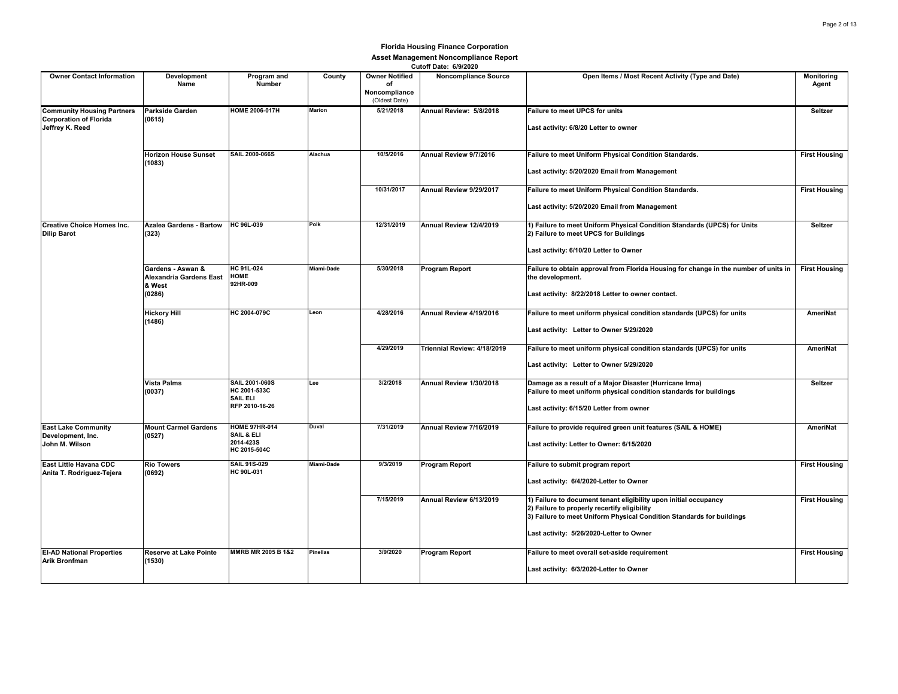# Florida Housing Finance Corporation

## Asset Management Noncompliance Report

**Cutoff Date: 6/9/2020**

| Owner Contact Information | Development Name | Program and Number | County | Owner Notified of Noncompliance (Oldest Date) | Noncompliance Source | Open Items / Most Recent Activity (Type and Date) | Monitoring Agent |
|---|---|---|---|---|---|---|---|
| **Community Housing Partners Corporation of Florida Jeffrey K. Reed** | **Parkside Garden (0615)** | HOME 2006-017H | Marion | 5/21/2018 | Annual Review: 5/8/2018 | Failure to meet UPCS for units<br><br>Last activity: 6/8/20 Letter to owner | Seltzer |
| | **Horizon House Sunset (1083)** | SAIL 2000-066S | Alachua | 10/5/2016 | Annual Review 9/7/2016 | Failure to meet Uniform Physical Condition Standards.<br><br>Last activity: 5/20/2020 Email from Management | First Housing |
| | | | | 10/31/2017 | Annual Review 9/29/2017 | Failure to meet Uniform Physical Condition Standards.<br><br>Last activity: 5/20/2020 Email from Management | First Housing |
| **Creative Choice Homes Inc. Dilip Barot** | **Azalea Gardens - Bartow (323)** | HC 96L-039 | Polk | 12/31/2019 | Annual Review 12/4/2019 | 1) Failure to meet Uniform Physical Condition Standards (UPCS) for Units<br>2) Failure to meet UPCS for Buildings<br><br>Last activity: 6/10/20 Letter to Owner | Seltzer |
| | **Gardens - Aswan & Alexandria Gardens East & West (0286)** | HC 91L-024<br>HOME 92HR-009 | Miami-Dade | 5/30/2018 | Program Report | Failure to obtain approval from Florida Housing for change in the number of units in the development.<br><br>Last activity: 8/22/2018 Letter to owner contact. | First Housing |
| | **Hickory Hill (1486)** | HC 2004-079C | Leon | 4/28/2016 | Annual Review 4/19/2016 | Failure to meet uniform physical condition standards (UPCS) for units<br><br>Last activity: Letter to Owner 5/29/2020 | AmeriNat |
| | | | | 4/29/2019 | Triennial Review: 4/18/2019 | Failure to meet uniform physical condition standards (UPCS) for units<br><br>Last activity: Letter to Owner 5/29/2020 | AmeriNat |
| | **Vista Palms (0037)** | SAIL 2001-060S<br>HC 2001-533C<br>SAIL ELI<br>RFP 2010-16-26 | Lee | 3/2/2018 | Annual Review 1/30/2018 | Damage as a result of a Major Disaster (Hurricane Irma)<br>Failure to meet uniform physical condition standards for buildings<br><br>Last activity: 6/15/20 Letter from owner | Seltzer |
| **East Lake Community Development, Inc. John M. Wilson** | **Mount Carmel Gardens (0527)** | HOME 97HR-014<br>SAIL & ELI 2014-423S<br>HC 2015-504C | Duval | 7/31/2019 | Annual Review 7/16/2019 | Failure to provide required green unit features (SAIL & HOME)<br><br>Last activity: Letter to Owner: 6/15/2020 | AmeriNat |
| **East Little Havana CDC Anita T. Rodriguez-Tejera** | **Rio Towers (0692)** | SAIL 91S-029<br>HC 90L-031 | Miami-Dade | 9/3/2019 | Program Report | Failure to submit program report<br><br>Last activity: 6/4/2020-Letter to Owner | First Housing |
| | | | | 7/15/2019 | Annual Review 6/13/2019 | 1) Failure to document tenant eligibility upon initial occupancy<br>2) Failure to properly recertify eligibility<br>3) Failure to meet Uniform Physical Condition Standards for buildings<br><br>Last activity: 5/26/2020-Letter to Owner | First Housing |
| **El-AD National Properties Arik Bronfman** | **Reserve at Lake Pointe (1530)** | MMRB MR 2005 B 1&2 | Pinellas | 3/9/2020 | Program Report | Failure to meet overall set-aside requirement<br><br>Last activity: 6/3/2020-Letter to Owner | First Housing |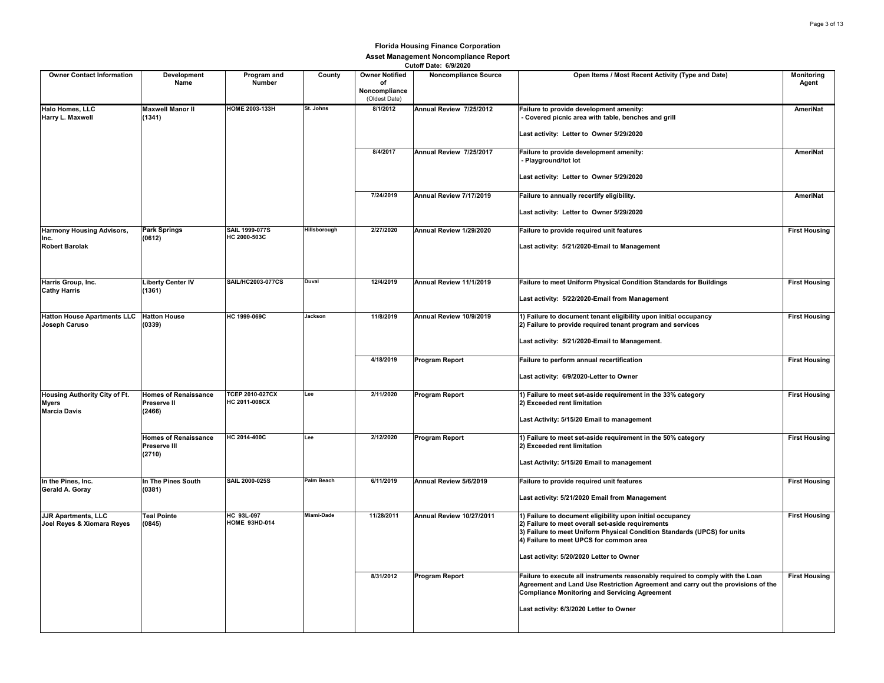# Florida Housing Finance Corporation

## Asset Management Noncompliance Report

**Cutoff Date: 6/9/2020**

| Owner Contact Information | Development Name | Program and Number | County | Owner Notified of Noncompliance (Oldest Date) | Noncompliance Source | Open Items / Most Recent Activity (Type and Date) | Monitoring Agent |
|---|---|---|---|---|---|---|---|
| **Halo Homes, LLC**<br>**Harry L. Maxwell** | **Maxwell Manor II**<br>**(1341)** | **HOME 2003-133H** | **St. Johns** | **8/1/2012** | **Annual Review 7/25/2012** | **Failure to provide development amenity:**<br>**- Covered picnic area with table, benches and grill**<br><br>**Last activity: Letter to Owner 5/29/2020** | **AmeriNat** |
| | | | | **8/4/2017** | **Annual Review 7/25/2017** | **Failure to provide development amenity:**<br>**- Playground/tot lot**<br><br>**Last activity: Letter to Owner 5/29/2020** | **AmeriNat** |
| | | | | **7/24/2019** | **Annual Review 7/17/2019** | **Failure to annually recertify eligibility.**<br><br>**Last activity: Letter to Owner 5/29/2020** | **AmeriNat** |
| **Harmony Housing Advisors, Inc.**<br>**Robert Barolak** | **Park Springs**<br>**(0612)** | **SAIL 1999-077S**<br>**HC 2000-503C** | **Hillsborough** | **2/27/2020** | **Annual Review 1/29/2020** | **Failure to provide required unit features**<br><br>**Last activity: 5/21/2020-Email to Management** | **First Housing** |
| **Harris Group, Inc.**<br>**Cathy Harris** | **Liberty Center IV**<br>**(1361)** | **SAIL/HC2003-077CS** | **Duval** | **12/4/2019** | **Annual Review 11/1/2019** | **Failure to meet Uniform Physical Condition Standards for Buildings**<br><br>**Last activity: 5/22/2020-Email from Management** | **First Housing** |
| **Hatton House Apartments LLC**<br>**Joseph Caruso** | **Hatton House**<br>**(0339)** | **HC 1999-069C** | **Jackson** | **11/8/2019** | **Annual Review 10/9/2019** | **1) Failure to document tenant eligibility upon initial occupancy**<br>**2) Failure to provide required tenant program and services**<br><br>**Last activity: 5/21/2020-Email to Management.** | **First Housing** |
| | | | | **4/18/2019** | **Program Report** | **Failure to perform annual recertification**<br><br>**Last activity: 6/9/2020-Letter to Owner** | **First Housing** |
| **Housing Authority City of Ft. Myers**<br>**Marcia Davis** | **Homes of Renaissance Preserve II**<br>**(2466)** | **TCEP 2010-027CX**<br>**HC 2011-008CX** | **Lee** | **2/11/2020** | **Program Report** | **1) Failure to meet set-aside requirement in the 33% category**<br>**2) Exceeded rent limitation**<br><br>**Last Activity: 5/15/20 Email to management** | **First Housing** |
| | **Homes of Renaissance Preserve III**<br>**(2710)** | **HC 2014-400C** | **Lee** | **2/12/2020** | **Program Report** | **1) Failure to meet set-aside requirement in the 50% category**<br>**2) Exceeded rent limitation**<br><br>**Last Activity: 5/15/20 Email to management** | **First Housing** |
| **In the Pines, Inc.**<br>**Gerald A. Goray** | **In The Pines South**<br>**(0381)** | **SAIL 2000-025S** | **Palm Beach** | **6/11/2019** | **Annual Review 5/6/2019** | **Failure to provide required unit features**<br><br>**Last activity: 5/21/2020 Email from Management** | **First Housing** |
| **JJR Apartments, LLC**<br>**Joel Reyes & Xiomara Reyes** | **Teal Pointe**<br>**(0845)** | **HC 93L-097**<br>**HOME 93HD-014** | **Miami-Dade** | **11/28/2011** | **Annual Review 10/27/2011** | **1) Failure to document eligibility upon initial occupancy**<br>**2) Failure to meet overall set-aside requirements**<br>**3) Failure to meet Uniform Physical Condition Standards (UPCS) for units**<br>**4) Failure to meet UPCS for common area**<br><br>**Last activity: 5/20/2020 Letter to Owner** | **First Housing** |
| | | | | **8/31/2012** | **Program Report** | **Failure to execute all instruments reasonably required to comply with the Loan Agreement and Land Use Restriction Agreement and carry out the provisions of the Compliance Monitoring and Servicing Agreement**<br><br>**Last activity: 6/3/2020 Letter to Owner** | **First Housing** |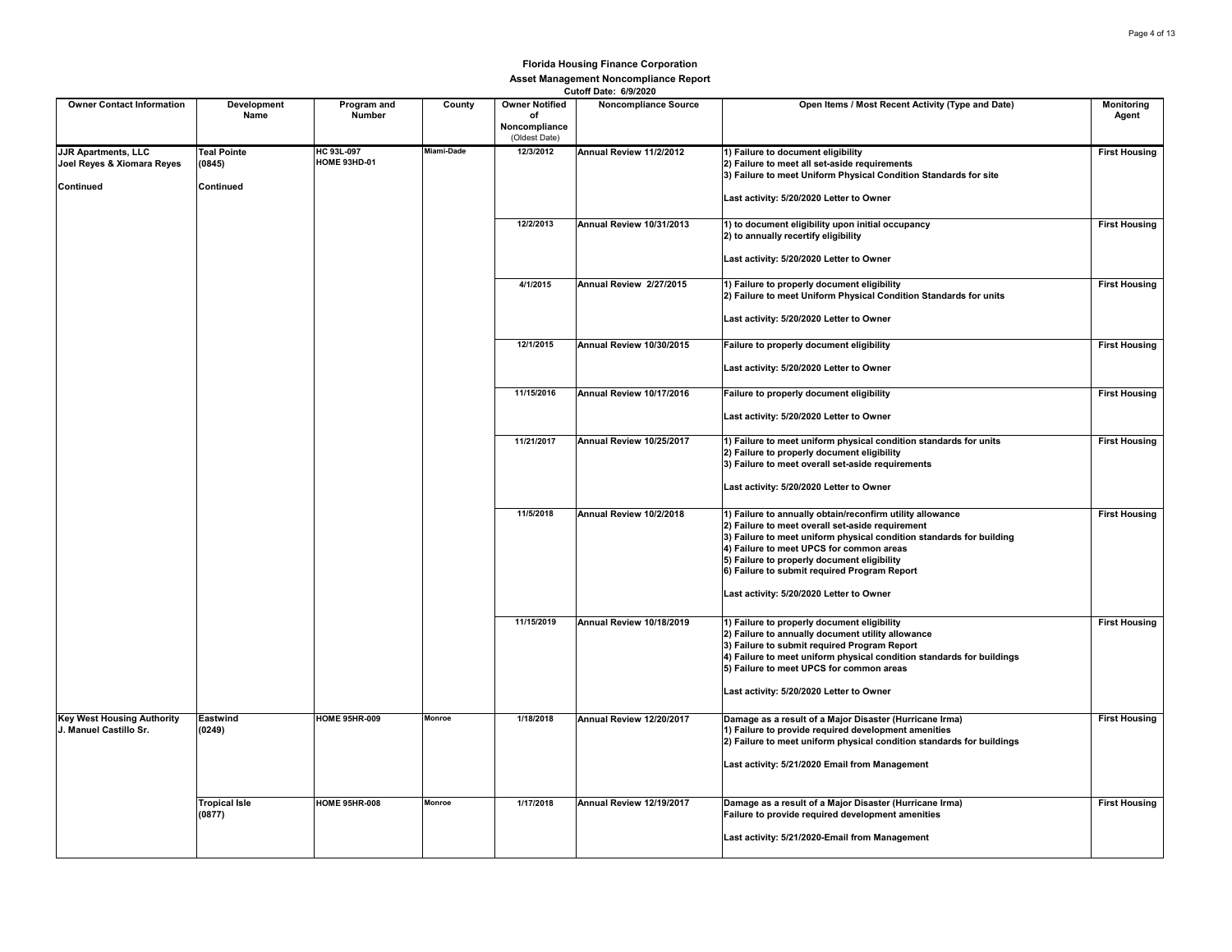# Florida Housing Finance Corporation

## Asset Management Noncompliance Report

**Cutoff Date: 6/9/2020**

| Owner Contact Information | Development Name | Program and Number | County | Owner Notified of Noncompliance (Oldest Date) | Noncompliance Source | Open Items / Most Recent Activity (Type and Date) | Monitoring Agent |
|---|---|---|---|---|---|---|---|
| **JJR Apartments, LLC**<br>**Joel Reyes & Xiomara Reyes**<br><br>**Continued** | **Teal Pointe**<br>**(0845)**<br><br>**Continued** | **HC 93L-097**<br>**HOME 93HD-01** | **Miami-Dade** | 12/3/2012 | Annual Review 11/2/2012 | 1) Failure to document eligibility<br>2) Failure to meet all set-aside requirements<br>3) Failure to meet Uniform Physical Condition Standards for site<br><br>Last activity: 5/20/2020 Letter to Owner | First Housing |
| | | | | 12/2/2013 | Annual Review 10/31/2013 | 1) to document eligibility upon initial occupancy<br>2) to annually recertify eligibility<br><br>Last activity: 5/20/2020 Letter to Owner | First Housing |
| | | | | 4/1/2015 | Annual Review 2/27/2015 | 1) Failure to properly document eligibility<br>2) Failure to meet Uniform Physical Condition Standards for units<br><br>Last activity: 5/20/2020 Letter to Owner | First Housing |
| | | | | 12/1/2015 | Annual Review 10/30/2015 | Failure to properly document eligibility<br><br>Last activity: 5/20/2020 Letter to Owner | First Housing |
| | | | | 11/15/2016 | Annual Review 10/17/2016 | Failure to properly document eligibility<br><br>Last activity: 5/20/2020 Letter to Owner | First Housing |
| | | | | 11/21/2017 | Annual Review 10/25/2017 | 1) Failure to meet uniform physical condition standards for units<br>2) Failure to properly document eligibility<br>3) Failure to meet overall set-aside requirements<br><br>Last activity: 5/20/2020 Letter to Owner | First Housing |
| | | | | 11/5/2018 | Annual Review 10/2/2018 | 1) Failure to annually obtain/reconfirm utility allowance<br>2) Failure to meet overall set-aside requirement<br>3) Failure to meet uniform physical condition standards for building<br>4) Failure to meet UPCS for common areas<br>5) Failure to properly document eligibility<br>6) Failure to submit required Program Report<br><br>Last activity: 5/20/2020 Letter to Owner | First Housing |
| | | | | 11/15/2019 | Annual Review 10/18/2019 | 1) Failure to properly document eligibility<br>2) Failure to annually document utility allowance<br>3) Failure to submit required Program Report<br>4) Failure to meet uniform physical condition standards for buildings<br>5) Failure to meet UPCS for common areas<br><br>Last activity: 5/20/2020 Letter to Owner | First Housing |
| **Key West Housing Authority**<br>**J. Manuel Castillo Sr.** | **Eastwind**<br>**(0249)** | **HOME 95HR-009** | **Monroe** | 1/18/2018 | Annual Review 12/20/2017 | Damage as a result of a Major Disaster (Hurricane Irma)<br>1) Failure to provide required development amenities<br>2) Failure to meet uniform physical condition standards for buildings<br><br>Last activity: 5/21/2020 Email from Management | First Housing |
| | **Tropical Isle**<br>**(0877)** | **HOME 95HR-008** | **Monroe** | 1/17/2018 | Annual Review 12/19/2017 | Damage as a result of a Major Disaster (Hurricane Irma)<br>Failure to provide required development amenities<br><br>Last activity: 5/21/2020-Email from Management | First Housing |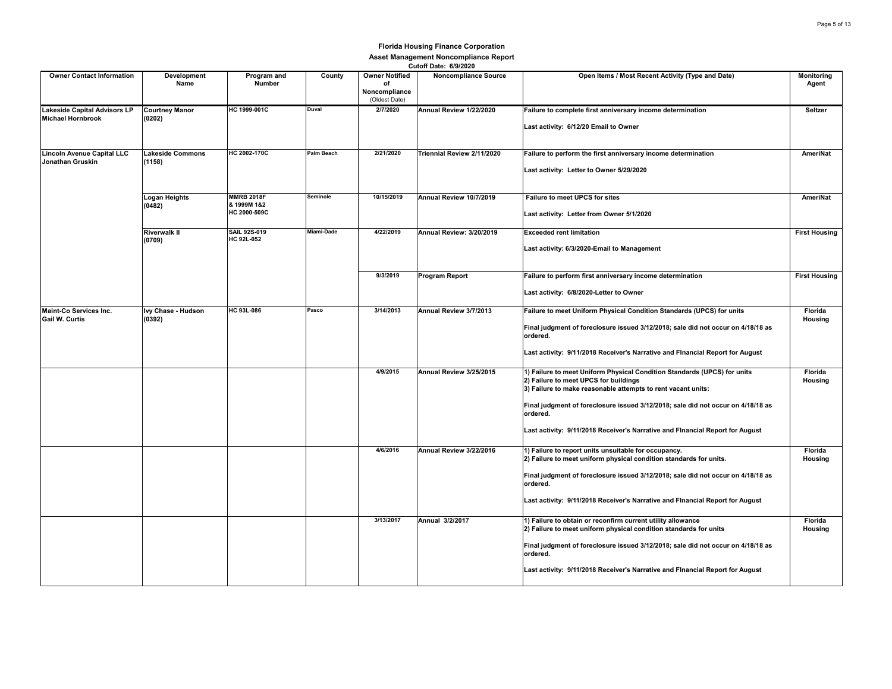**Florida Housing Finance Corporation**

**Asset Management Noncompliance Report**

**Cutoff Date: 6/9/2020**

| Owner Contact Information | Development Name | Program and Number | County | Owner Notified of Noncompliance (Oldest Date) | Noncompliance Source | Open Items / Most Recent Activity (Type and Date) | Monitoring Agent |
|---|---|---|---|---|---|---|---|
| **Lakeside Capital Advisors LP**<br>**Michael Hornbrook** | **Courtney Manor**<br>**(0202)** | **HC 1999-001C** | **Duval** | **2/7/2020** | **Annual Review 1/22/2020** | **Failure to complete first anniversary income determination**<br><br>**Last activity: 6/12/20 Email to Owner** | **Seltzer** |
| **Lincoln Avenue Capital LLC**<br>**Jonathan Gruskin** | **Lakeside Commons**<br>**(1158)** | **HC 2002-170C** | **Palm Beach** | **2/21/2020** | **Triennial Review 2/11/2020** | **Failure to perform the first anniversary income determination**<br><br>**Last activity: Letter to Owner 5/29/2020** | **AmeriNat** |
| | **Logan Heights**<br>**(0482)** | **MMRB 2018F & 1999M 1&2**<br>**HC 2000-509C** | **Seminole** | **10/15/2019** | **Annual Review 10/7/2019** | **Failure to meet UPCS for sites**<br><br>**Last activity: Letter from Owner 5/1/2020** | **AmeriNat** |
| | **Riverwalk II**<br>**(0709)** | **SAIL 92S-019**<br>**HC 92L-052** | **Miami-Dade** | **4/22/2019** | **Annual Review: 3/20/2019** | **Exceeded rent limitation**<br><br>**Last activity: 6/3/2020-Email to Management** | **First Housing** |
| | | | | **9/3/2019** | **Program Report** | **Failure to perform first anniversary income determination**<br><br>**Last activity: 6/8/2020-Letter to Owner** | **First Housing** |
| **Maint-Co Services Inc.**<br>**Gail W. Curtis** | **Ivy Chase - Hudson**<br>**(0392)** | **HC 93L-086** | **Pasco** | **3/14/2013** | **Annual Review 3/7/2013** | **Failure to meet Uniform Physical Condition Standards (UPCS) for units**<br><br>**Final judgment of foreclosure issued 3/12/2018; sale did not occur on 4/18/18 as ordered.**<br><br>**Last activity: 9/11/2018 Receiver's Narrative and FInancial Report for August** | **Florida Housing** |
| | | | | **4/9/2015** | **Annual Review 3/25/2015** | **1) Failure to meet Uniform Physical Condition Standards (UPCS) for units**<br>**2) Failure to meet UPCS for buildings**<br>**3) Failure to make reasonable attempts to rent vacant units:**<br><br>**Final judgment of foreclosure issued 3/12/2018; sale did not occur on 4/18/18 as ordered.**<br><br>**Last activity: 9/11/2018 Receiver's Narrative and FInancial Report for August** | **Florida Housing** |
| | | | | **4/6/2016** | **Annual Review 3/22/2016** | **1) Failure to report units unsuitable for occupancy.**<br>**2) Failure to meet uniform physical condition standards for units.**<br><br>**Final judgment of foreclosure issued 3/12/2018; sale did not occur on 4/18/18 as ordered.**<br><br>**Last activity: 9/11/2018 Receiver's Narrative and FInancial Report for August** | **Florida Housing** |
| | | | | **3/13/2017** | **Annual 3/2/2017** | **1) Failure to obtain or reconfirm current utility allowance**<br>**2) Failure to meet uniform physical condition standards for units**<br><br>**Final judgment of foreclosure issued 3/12/2018; sale did not occur on 4/18/18 as ordered.**<br><br>**Last activity: 9/11/2018 Receiver's Narrative and FInancial Report for August** | **Florida Housing** |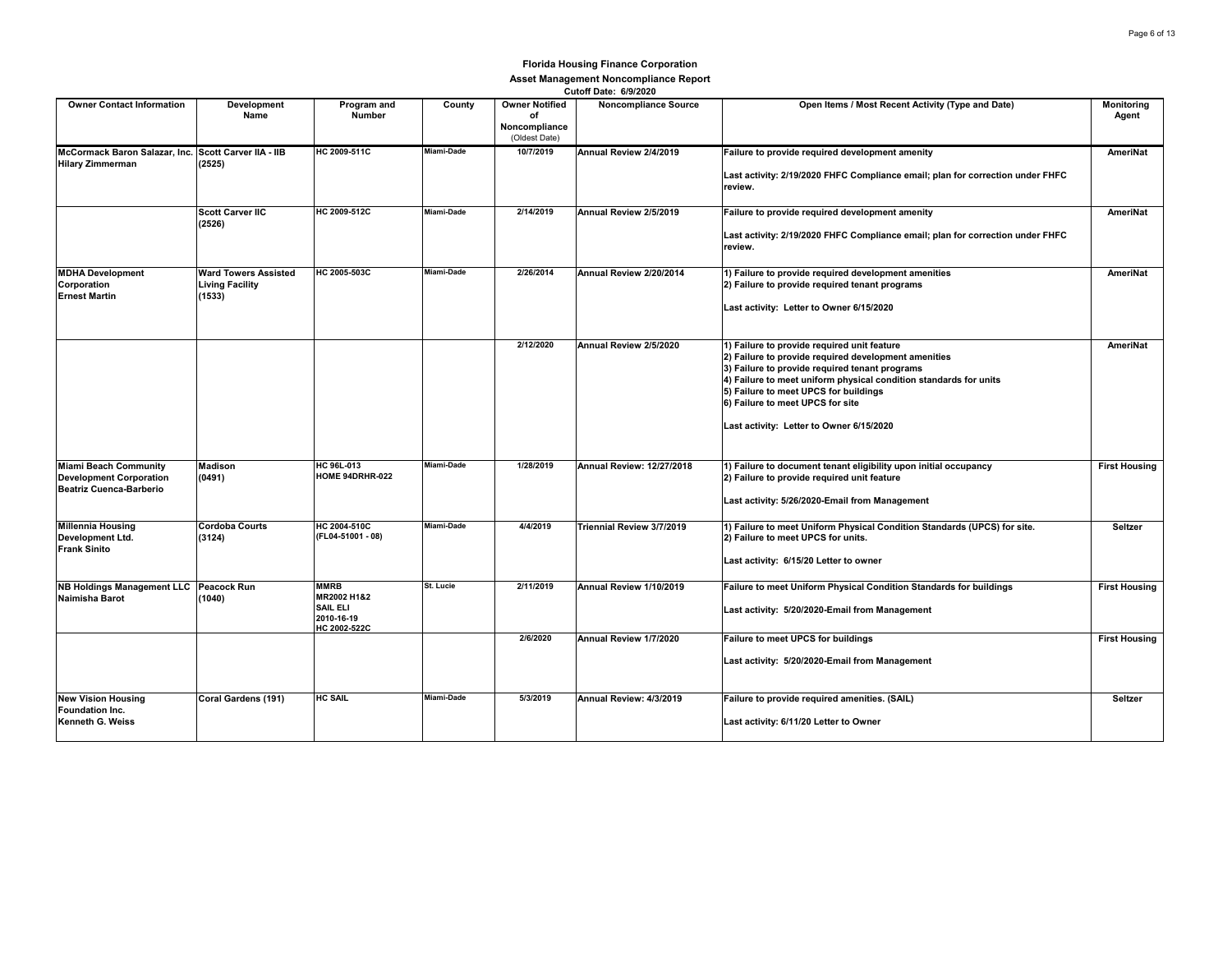**Florida Housing Finance Corporation**

**Asset Management Noncompliance Report**

**Cutoff Date: 6/9/2020**

| Owner Contact Information | Development Name | Program and Number | County | Owner Notified of Noncompliance (Oldest Date) | Noncompliance Source | Open Items / Most Recent Activity (Type and Date) | Monitoring Agent |
|---|---|---|---|---|---|---|---|
| **McCormack Baron Salazar, Inc. Hilary Zimmerman** | **Scott Carver IIA - IIB (2525)** | **HC 2009-511C** | **Miami-Dade** | **10/7/2019** | **Annual Review 2/4/2019** | **Failure to provide required development amenity**<br><br>**Last activity: 2/19/2020 FHFC Compliance email; plan for correction under FHFC review.** | **AmeriNat** |
| | **Scott Carver IIC (2526)** | **HC 2009-512C** | **Miami-Dade** | **2/14/2019** | **Annual Review 2/5/2019** | **Failure to provide required development amenity**<br><br>**Last activity: 2/19/2020 FHFC Compliance email; plan for correction under FHFC review.** | **AmeriNat** |
| **MDHA Development Corporation Ernest Martin** | **Ward Towers Assisted Living Facility (1533)** | **HC 2005-503C** | **Miami-Dade** | **2/26/2014** | **Annual Review 2/20/2014** | **1) Failure to provide required development amenities**<br>**2) Failure to provide required tenant programs**<br><br>**Last activity: Letter to Owner 6/15/2020** | **AmeriNat** |
| | | | | **2/12/2020** | **Annual Review 2/5/2020** | **1) Failure to provide required unit feature**<br>**2) Failure to provide required development amenities**<br>**3) Failure to provide required tenant programs**<br>**4) Failure to meet uniform physical condition standards for units**<br>**5) Failure to meet UPCS for buildings**<br>**6) Failure to meet UPCS for site**<br><br>**Last activity: Letter to Owner 6/15/2020** | **AmeriNat** |
| **Miami Beach Community Development Corporation Beatriz Cuenca-Barberio** | **Madison (0491)** | **HC 96L-013**<br>**HOME 94DRHR-022** | **Miami-Dade** | **1/28/2019** | **Annual Review: 12/27/2018** | **1) Failure to document tenant eligibility upon initial occupancy**<br>**2) Failure to provide required unit feature**<br><br>**Last activity: 5/26/2020-Email from Management** | **First Housing** |
| **Millennia Housing Development Ltd. Frank Sinito** | **Cordoba Courts (3124)** | **HC 2004-510C (FL04-51001 - 08)** | **Miami-Dade** | **4/4/2019** | **Triennial Review 3/7/2019** | **1) Failure to meet Uniform Physical Condition Standards (UPCS) for site.**<br>**2) Failure to meet UPCS for units.**<br><br>**Last activity: 6/15/20 Letter to owner** | **Seltzer** |
| **NB Holdings Management LLC Naimisha Barot** | **Peacock Run (1040)** | **MMRB MR2002 H1&2**<br>**SAIL ELI 2010-16-19**<br>**HC 2002-522C** | **St. Lucie** | **2/11/2019** | **Annual Review 1/10/2019** | **Failure to meet Uniform Physical Condition Standards for buildings**<br><br>**Last activity: 5/20/2020-Email from Management** | **First Housing** |
| | | | | **2/6/2020** | **Annual Review 1/7/2020** | **Failure to meet UPCS for buildings**<br><br>**Last activity: 5/20/2020-Email from Management** | **First Housing** |
| **New Vision Housing Foundation Inc. Kenneth G. Weiss** | **Coral Gardens (191)** | **HC SAIL** | **Miami-Dade** | **5/3/2019** | **Annual Review: 4/3/2019** | **Failure to provide required amenities. (SAIL)**<br><br>**Last activity: 6/11/20 Letter to Owner** | **Seltzer** |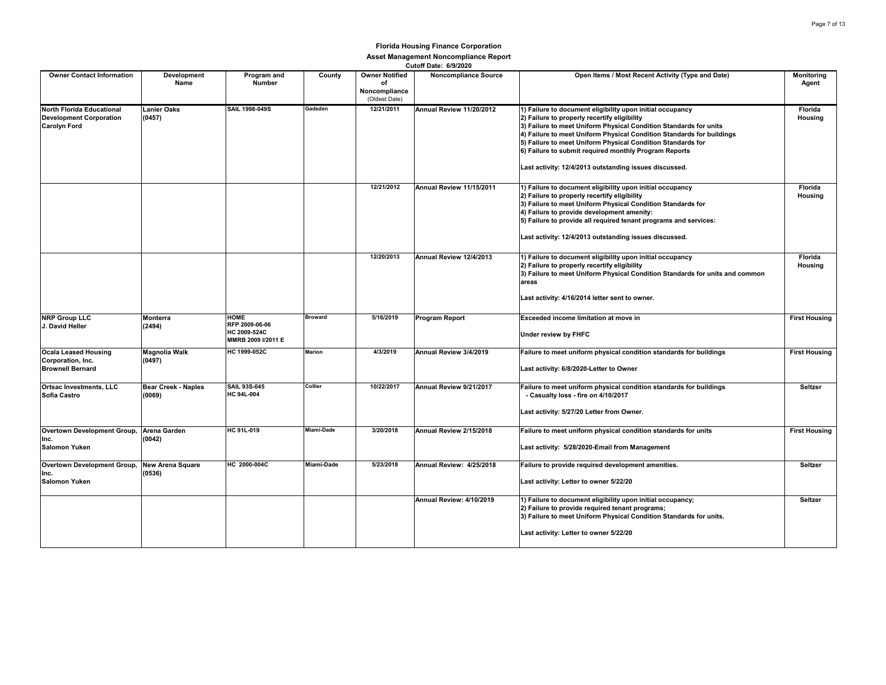# Florida Housing Finance Corporation

## Asset Management Noncompliance Report

**Cutoff Date: 6/9/2020**

| Owner Contact Information | Development Name | Program and Number | County | Owner Notified of Noncompliance (Oldest Date) | Noncompliance Source | Open Items / Most Recent Activity (Type and Date) | Monitoring Agent |
|---|---|---|---|---|---|---|---|
| **North Florida Educational Development Corporation Carolyn Ford** | **Lanier Oaks (0457)** | SAIL 1998-049S | Gadsden | 12/21/2011 | Annual Review 11/20/2012 | 1) Failure to document eligibility upon initial occupancy<br>2) Failure to properly recertify eligibility<br>3) Failure to meet Uniform Physical Condition Standards for units<br>4) Failure to meet Uniform Physical Condition Standards for buildings<br>5) Failure to meet Uniform Physical Condition Standards for<br>6) Failure to submit required monthly Program Reports<br><br>Last activity: 12/4/2013 outstanding issues discussed. | Florida Housing |
| | | | | 12/21/2012 | Annual Review 11/15/2011 | 1) Failure to document eligibility upon initial occupancy<br>2) Failure to properly recertify eligibility<br>3) Failure to meet Uniform Physical Condition Standards for<br>4) Failure to provide development amenity:<br>5) Failure to provide all required tenant programs and services:<br><br>Last activity: 12/4/2013 outstanding issues discussed. | Florida Housing |
| | | | | 12/20/2013 | Annual Review 12/4/2013 | 1) Failure to document eligibility upon initial occupancy<br>2) Failure to properly recertify eligibility<br>3) Failure to meet Uniform Physical Condition Standards for units and common areas<br><br>Last activity: 4/16/2014 letter sent to owner. | Florida Housing |
| **NRP Group LLC J. David Heller** | **Monterra (2494)** | HOME RFP 2009-06-06<br>HC 2009-524C<br>MMRB 2009 I/2011 E | Broward | 5/16/2019 | Program Report | Exceeded income limitation at move in<br><br>Under review by FHFC | First Housing |
| **Ocala Leased Housing Corporation, Inc. Brownell Bernard** | **Magnolia Walk (0497)** | HC 1999-052C | Marion | 4/3/2019 | Annual Review 3/4/2019 | Failure to meet uniform physical condition standards for buildings<br><br>Last activity: 6/8/2020-Letter to Owner | First Housing |
| **Ortsac Investments, LLC Sofia Castro** | **Bear Creek - Naples (0069)** | SAIL 93S-045<br>HC 94L-004 | Collier | 10/22/2017 | Annual Review 9/21/2017 | Failure to meet uniform physical condition standards for buildings<br>- Casualty loss - fire on 4/10/2017<br><br>Last activity: 5/27/20 Letter from Owner. | Seltzer |
| **Overtown Development Group, Inc. Salomon Yuken** | **Arena Garden (0042)** | HC 91L-019 | Miami-Dade | 3/20/2018 | Annual Review 2/15/2018 | Failure to meet uniform physical condition standards for units<br><br>Last activity: 5/28/2020-Email from Management | First Housing |
| **Overtown Development Group, Inc. Salomon Yuken** | **New Arena Square (0536)** | HC 2000-004C | Miami-Dade | 5/23/2018 | Annual Review: 4/25/2018 | Failure to provide required development amenities.<br><br>Last activity: Letter to owner 5/22/20 | Seltzer |
| | | | | | Annual Review: 4/10/2019 | 1) Failure to document eligibility upon initial occupancy;<br>2) Failure to provide required tenant programs;<br>3) Failure to meet Uniform Physical Condition Standards for units.<br><br>Last activity: Letter to owner 5/22/20 | Seltzer |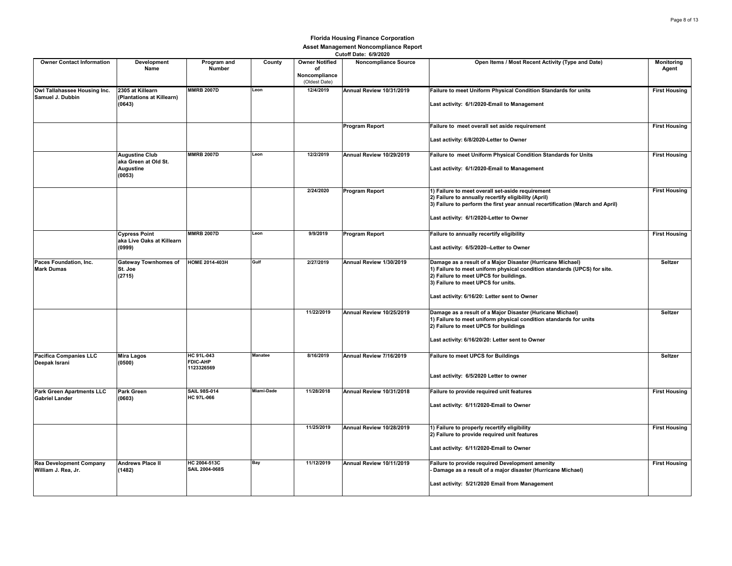**Florida Housing Finance Corporation**

**Asset Management Noncompliance Report**

**Cutoff Date: 6/9/2020**

| Owner Contact Information | Development Name | Program and Number | County | Owner Notified of Noncompliance (Oldest Date) | Noncompliance Source | Open Items / Most Recent Activity (Type and Date) | Monitoring Agent |
|---|---|---|---|---|---|---|---|
| **Owl Tallahassee Housing Inc. Samuel J. Dubbin** | **2305 at Killearn (Plantations at Killearn) (0643)** | **MMRB 2007D** | Leon | 12/4/2019 | **Annual Review 10/31/2019** | **Failure to meet Uniform Physical Condition Standards for units**<br><br>**Last activity: 6/1/2020-Email to Management** | **First Housing** |
| | | | | | **Program Report** | **Failure to meet overall set aside requirement**<br><br>**Last activity: 6/8/2020-Letter to Owner** | **First Housing** |
| | **Augustine Club aka Green at Old St. Augustine (0053)** | **MMRB 2007D** | Leon | 12/2/2019 | **Annual Review 10/29/2019** | **Failure to meet Uniform Physical Condition Standards for Units**<br><br>**Last activity: 6/1/2020-Email to Management** | **First Housing** |
| | | | | 2/24/2020 | **Program Report** | **1) Failure to meet overall set-aside requirement**<br>**2) Failure to annually recertify eligibility (April)**<br>**3) Failure to perform the first year annual recertification (March and April)**<br><br>**Last activity: 6/1/2020-Letter to Owner** | **First Housing** |
| | **Cypress Point aka Live Oaks at Killearn (0999)** | **MMRB 2007D** | Leon | 9/9/2019 | **Program Report** | **Failure to annually recertify eligibility**<br><br>**Last activity: 6/5/2020--Letter to Owner** | **First Housing** |
| **Paces Foundation, Inc. Mark Dumas** | **Gateway Townhomes of St. Joe (2715)** | **HOME 2014-403H** | Gulf | 2/27/2019 | **Annual Review 1/30/2019** | **Damage as a result of a Major Disaster (Hurricane Michael)**<br>**1) Failure to meet uniform physical condition standards (UPCS) for site.**<br>**2) Failure to meet UPCS for buildings.**<br>**3) Failure to meet UPCS for units.**<br><br>**Last activity: 6/16/20: Letter sent to Owner** | **Seltzer** |
| | | | | 11/22/2019 | **Annual Review 10/25/2019** | **Damage as a result of a Major Disaster (Huricane Michael)**<br>**1) Failure to meet uniform physical condition standards for units**<br>**2) Failure to meet UPCS for buildings**<br><br>**Last activity: 6/16/20/20: Letter sent to Owner** | **Seltzer** |
| **Pacifica Companies LLC Deepak Israni** | **Mira Lagos (0500)** | **HC 91L-043 FDIC-AHP 1123326569** | Manatee | 8/16/2019 | **Annual Review 7/16/2019** | **Failure to meet UPCS for Buildings**<br><br>**Last activity: 6/5/2020 Letter to owner** | **Seltzer** |
| **Park Green Apartments LLC Gabriel Lander** | **Park Green (0603)** | **SAIL 98S-014 HC 97L-066** | Miami-Dade | 11/28/2018 | **Annual Review 10/31/2018** | **Failure to provide required unit features**<br><br>**Last activity: 6/11/2020-Email to Owner** | **First Housing** |
| | | | | 11/25/2019 | **Annual Review 10/28/2019** | **1) Failure to properly recertify eligibility**<br>**2) Failure to provide required unit features**<br><br>**Last activity: 6/11/2020-Email to Owner** | **First Housing** |
| **Rea Development Company William J. Rea, Jr.** | **Andrews Place II (1482)** | **HC 2004-513C SAIL 2004-068S** | Bay | 11/12/2019 | **Annual Review 10/11/2019** | **Failure to provide required Development amenity**<br>**- Damage as a result of a major disaster (Hurricane Michael)**<br><br>**Last activity: 5/21/2020 Email from Management** | **First Housing** |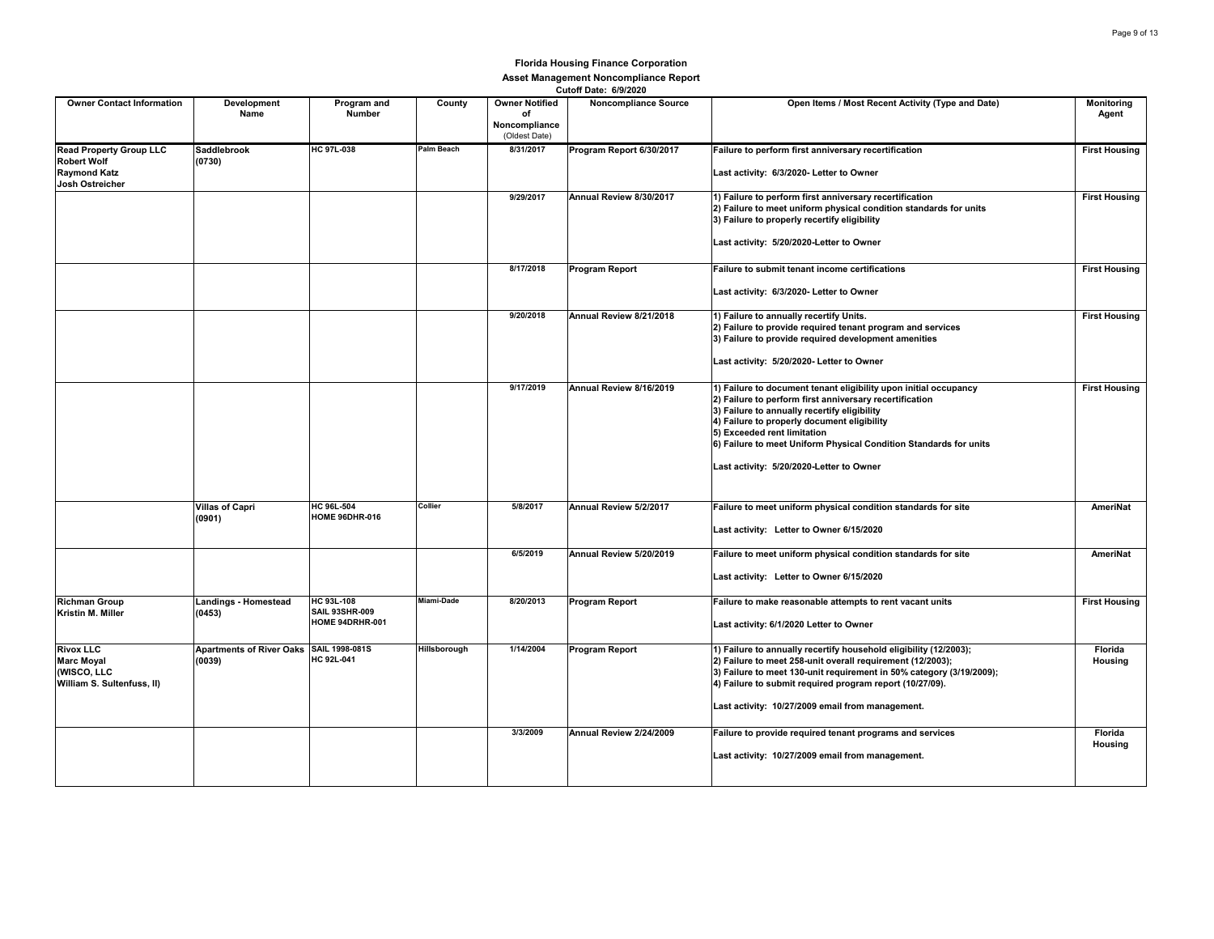**Florida Housing Finance Corporation**

**Asset Management Noncompliance Report**

**Cutoff Date: 6/9/2020**

| Owner Contact Information | Development Name | Program and Number | County | Owner Notified of Noncompliance (Oldest Date) | Noncompliance Source | Open Items / Most Recent Activity (Type and Date) | Monitoring Agent |
|---|---|---|---|---|---|---|---|
| **Read Property Group LLC**<br>**Robert Wolf**<br>**Raymond Katz**<br>**Josh Ostreicher** | **Saddlebrook**<br>**(0730)** | **HC 97L-038** | **Palm Beach** | **8/31/2017** | **Program Report 6/30/2017** | **Failure to perform first anniversary recertification**<br><br>**Last activity: 6/3/2020- Letter to Owner** | **First Housing** |
| | | | | **9/29/2017** | **Annual Review 8/30/2017** | **1) Failure to perform first anniversary recertification**<br>**2) Failure to meet uniform physical condition standards for units**<br>**3) Failure to properly recertify eligibility**<br><br>**Last activity: 5/20/2020-Letter to Owner** | **First Housing** |
| | | | | **8/17/2018** | **Program Report** | **Failure to submit tenant income certifications**<br><br>**Last activity: 6/3/2020- Letter to Owner** | **First Housing** |
| | | | | **9/20/2018** | **Annual Review 8/21/2018** | **1) Failure to annually recertify Units.**<br>**2) Failure to provide required tenant program and services**<br>**3) Failure to provide required development amenities**<br><br>**Last activity: 5/20/2020- Letter to Owner** | **First Housing** |
| | | | | **9/17/2019** | **Annual Review 8/16/2019** | **1) Failure to document tenant eligibility upon initial occupancy**<br>**2) Failure to perform first anniversary recertification**<br>**3) Failure to annually recertify eligibility**<br>**4) Failure to properly document eligibility**<br>**5) Exceeded rent limitation**<br>**6) Failure to meet Uniform Physical Condition Standards for units**<br><br>**Last activity: 5/20/2020-Letter to Owner** | **First Housing** |
| | **Villas of Capri**<br>**(0901)** | **HC 96L-504**<br>**HOME 96DHR-016** | **Collier** | **5/8/2017** | **Annual Review 5/2/2017** | **Failure to meet uniform physical condition standards for site**<br><br>**Last activity: Letter to Owner 6/15/2020** | **AmeriNat** |
| | | | | **6/5/2019** | **Annual Review 5/20/2019** | **Failure to meet uniform physical condition standards for site**<br><br>**Last activity: Letter to Owner 6/15/2020** | **AmeriNat** |
| **Richman Group**<br>**Kristin M. Miller** | **Landings - Homestead**<br>**(0453)** | **HC 93L-108**<br>**SAIL 93SHR-009**<br>**HOME 94DRHR-001** | **Miami-Dade** | **8/20/2013** | **Program Report** | **Failure to make reasonable attempts to rent vacant units**<br><br>**Last activity: 6/1/2020 Letter to Owner** | **First Housing** |
| **Rivox LLC**<br>**Marc Moyal**<br>**(WISCO, LLC**<br>**William S. Sultenfuss, II)** | **Apartments of River Oaks**<br>**(0039)** | **SAIL 1998-081S**<br>**HC 92L-041** | **Hillsborough** | **1/14/2004** | **Program Report** | **1) Failure to annually recertify household eligibility (12/2003);**<br>**2) Failure to meet 258-unit overall requirement (12/2003);**<br>**3) Failure to meet 130-unit requirement in 50% category (3/19/2009);**<br>**4) Failure to submit required program report (10/27/09).**<br><br>**Last activity: 10/27/2009 email from management.** | **Florida Housing** |
| | | | | **3/3/2009** | **Annual Review 2/24/2009** | **Failure to provide required tenant programs and services**<br><br>**Last activity: 10/27/2009 email from management.** | **Florida Housing** |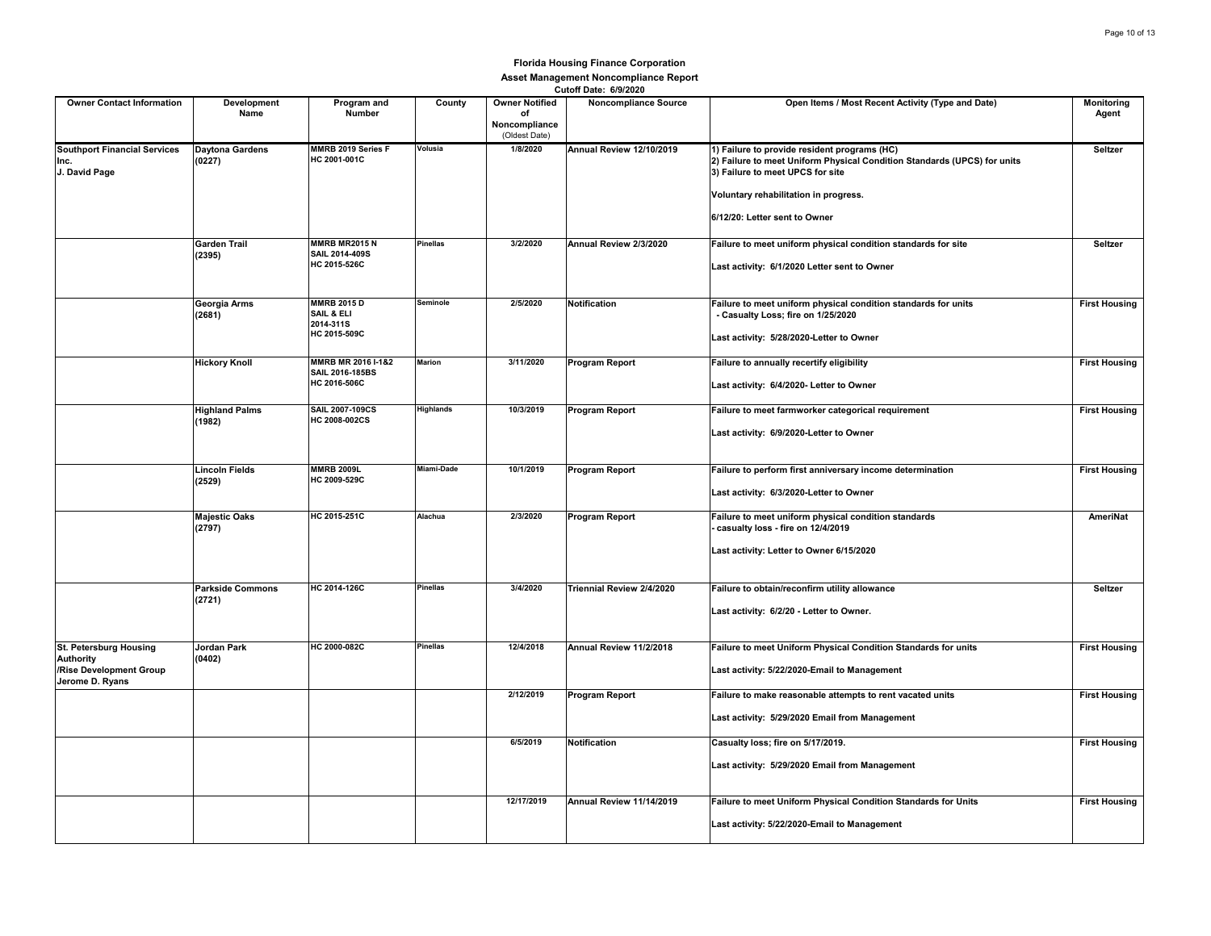**Florida Housing Finance Corporation**

**Asset Management Noncompliance Report**

**Cutoff Date: 6/9/2020**

| Owner Contact Information | Development Name | Program and Number | County | Owner Notified of Noncompliance (Oldest Date) | Noncompliance Source | Open Items / Most Recent Activity (Type and Date) | Monitoring Agent |
|---|---|---|---|---|---|---|---|
| **Southport Financial Services Inc.** **J. David Page** | **Daytona Gardens (0227)** | **MMRB 2019 Series F** **HC 2001-001C** | Volusia | 1/8/2020 | Annual Review 12/10/2019 | 1) Failure to provide resident programs (HC) 2) Failure to meet Uniform Physical Condition Standards (UPCS) for units 3) Failure to meet UPCS for site <br><br> Voluntary rehabilitation in progress. <br><br> 6/12/20: Letter sent to Owner | Seltzer |
| | **Garden Trail (2395)** | **MMRB MR2015 N** **SAIL 2014-409S** **HC 2015-526C** | Pinellas | 3/2/2020 | Annual Review 2/3/2020 | Failure to meet uniform physical condition standards for site <br><br> Last activity: 6/1/2020 Letter sent to Owner | Seltzer |
| | **Georgia Arms (2681)** | **MMRB 2015 D** **SAIL & ELI 2014-311S** **HC 2015-509C** | Seminole | 2/5/2020 | Notification | Failure to meet uniform physical condition standards for units - Casualty Loss; fire on 1/25/2020 <br><br> Last activity: 5/28/2020-Letter to Owner | First Housing |
| | **Hickory Knoll** | **MMRB MR 2016 I-1&2** **SAIL 2016-185BS** **HC 2016-506C** | Marion | 3/11/2020 | Program Report | Failure to annually recertify eligibility <br><br> Last activity: 6/4/2020- Letter to Owner | First Housing |
| | **Highland Palms (1982)** | **SAIL 2007-109CS** **HC 2008-002CS** | Highlands | 10/3/2019 | Program Report | Failure to meet farmworker categorical requirement <br><br> Last activity: 6/9/2020-Letter to Owner | First Housing |
| | **Lincoln Fields (2529)** | **MMRB 2009L** **HC 2009-529C** | Miami-Dade | 10/1/2019 | Program Report | Failure to perform first anniversary income determination <br><br> Last activity: 6/3/2020-Letter to Owner | First Housing |
| | **Majestic Oaks (2797)** | **HC 2015-251C** | Alachua | 2/3/2020 | Program Report | Failure to meet uniform physical condition standards - casualty loss - fire on 12/4/2019 <br><br> Last activity: Letter to Owner 6/15/2020 | AmeriNat |
| | **Parkside Commons (2721)** | **HC 2014-126C** | Pinellas | 3/4/2020 | Triennial Review 2/4/2020 | Failure to obtain/reconfirm utility allowance <br><br> Last activity: 6/2/20 - Letter to Owner. | Seltzer |
| **St. Petersburg Housing Authority /Rise Development Group** **Jerome D. Ryans** | **Jordan Park (0402)** | **HC 2000-082C** | Pinellas | 12/4/2018 | Annual Review 11/2/2018 | Failure to meet Uniform Physical Condition Standards for units <br><br> Last activity: 5/22/2020-Email to Management | First Housing |
| | | | | 2/12/2019 | Program Report | Failure to make reasonable attempts to rent vacated units <br><br> Last activity: 5/29/2020 Email from Management | First Housing |
| | | | | 6/5/2019 | Notification | Casualty loss; fire on 5/17/2019. <br><br> Last activity: 5/29/2020 Email from Management | First Housing |
| | | | | 12/17/2019 | Annual Review 11/14/2019 | Failure to meet Uniform Physical Condition Standards for Units <br><br> Last activity: 5/22/2020-Email to Management | First Housing |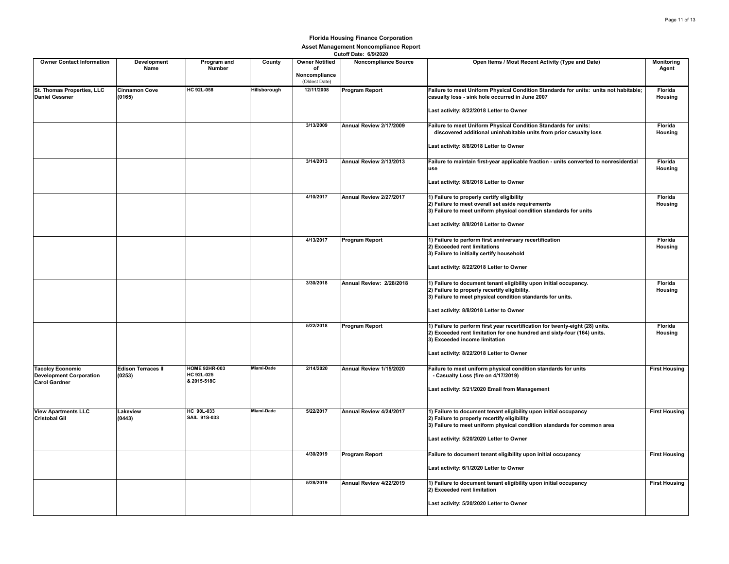**Florida Housing Finance Corporation**

**Asset Management Noncompliance Report**

**Cutoff Date: 6/9/2020**

| Owner Contact Information | Development Name | Program and Number | County | Owner Notified of Noncompliance (Oldest Date) | Noncompliance Source | Open Items / Most Recent Activity (Type and Date) | Monitoring Agent |
|---|---|---|---|---|---|---|---|
| **St. Thomas Properties, LLC**<br>**Daniel Gessner** | **Cinnamon Cove**<br>**(0165)** | **HC 92L-058** | **Hillsborough** | **12/11/2008** | **Program Report** | **Failure to meet Uniform Physical Condition Standards for units: units not habitable; casualty loss - sink hole occurred in June 2007**<br><br>**Last activity: 8/22/2018 Letter to Owner** | **Florida Housing** |
| | | | | **3/13/2009** | **Annual Review 2/17/2009** | **Failure to meet Uniform Physical Condition Standards for units: discovered additional uninhabitable units from prior casualty loss**<br><br>**Last activity: 8/8/2018 Letter to Owner** | **Florida Housing** |
| | | | | **3/14/2013** | **Annual Review 2/13/2013** | **Failure to maintain first-year applicable fraction - units converted to nonresidential use**<br><br>**Last activity: 8/8/2018 Letter to Owner** | **Florida Housing** |
| | | | | **4/10/2017** | **Annual Review 2/27/2017** | **1) Failure to properly certify eligibility**<br>**2) Failure to meet overall set aside requirements**<br>**3) Failure to meet uniform physical condition standards for units**<br><br>**Last activity: 8/8/2018 Letter to Owner** | **Florida Housing** |
| | | | | **4/13/2017** | **Program Report** | **1) Failure to perform first anniversary recertification**<br>**2) Exceeded rent limitations**<br>**3) Failure to initially certify household**<br><br>**Last activity: 8/22/2018 Letter to Owner** | **Florida Housing** |
| | | | | **3/30/2018** | **Annual Review: 2/28/2018** | **1) Failure to document tenant eligibility upon initial occupancy.**<br>**2) Failure to properly recertify eligibility.**<br>**3) Failure to meet physical condition standards for units.**<br><br>**Last activity: 8/8/2018 Letter to Owner** | **Florida Housing** |
| | | | | **5/22/2018** | **Program Report** | **1) Failure to perform first year recertification for twenty-eight (28) units.**<br>**2) Exceeded rent limitation for one hundred and sixty-four (164) units.**<br>**3) Exceeded income limitation**<br><br>**Last activity: 8/22/2018 Letter to Owner** | **Florida Housing** |
| **Tacolcy Economic Development Corporation**<br>**Carol Gardner** | **Edison Terraces II**<br>**(0253)** | **HOME 92HR-003**<br>**HC 92L-025**<br>**& 2015-518C** | **Miami-Dade** | **2/14/2020** | **Annual Review 1/15/2020** | **Failure to meet uniform physical condition standards for units**<br>**- Casualty Loss (fire on 4/17/2019)**<br><br>**Last activity: 5/21/2020 Email from Management** | **First Housing** |
| **View Apartments LLC**<br>**Cristobal Gil** | **Lakeview**<br>**(0443)** | **HC 90L-033**<br>**SAIL 91S-033** | **Miami-Dade** | **5/22/2017** | **Annual Review 4/24/2017** | **1) Failure to document tenant eligibility upon initial occupancy**<br>**2) Failure to properly recertify eligibility**<br>**3) Failure to meet uniform physical condition standards for common area**<br><br>**Last activity: 5/20/2020 Letter to Owner** | **First Housing** |
| | | | | **4/30/2019** | **Program Report** | **Failure to document tenant eligibility upon initial occupancy**<br><br>**Last activity: 6/1/2020 Letter to Owner** | **First Housing** |
| | | | | **5/28/2019** | **Annual Review 4/22/2019** | **1) Failure to document tenant eligibility upon initial occupancy**<br>**2) Exceeded rent limitation**<br><br>**Last activity: 5/20/2020 Letter to Owner** | **First Housing** |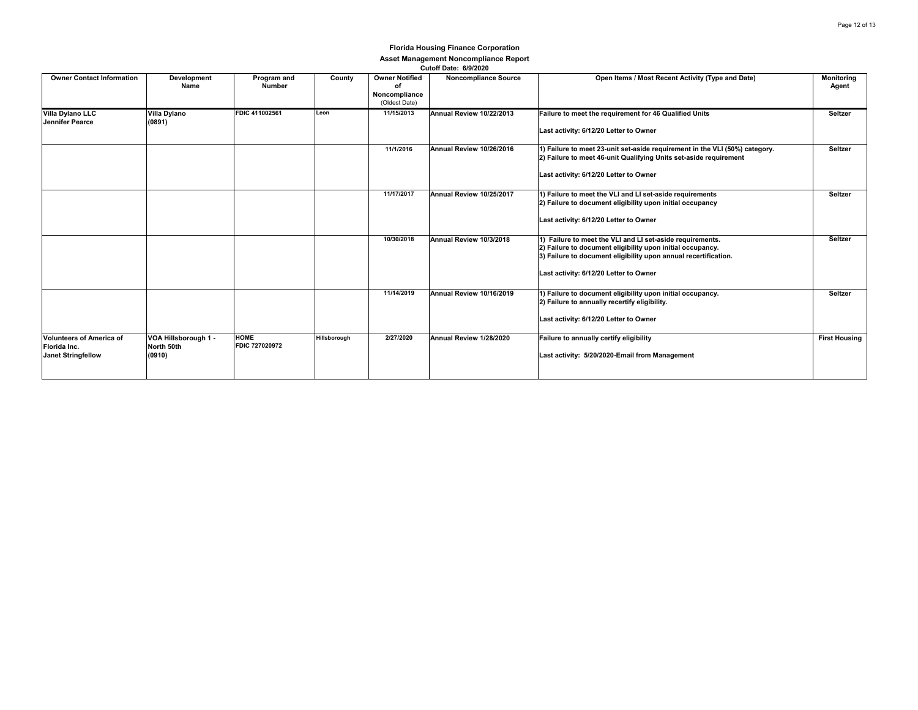**Florida Housing Finance Corporation**

**Asset Management Noncompliance Report**

**Cutoff Date: 6/9/2020**

| Owner Contact Information | Development Name | Program and Number | County | Owner Notified of Noncompliance (Oldest Date) | Noncompliance Source | Open Items / Most Recent Activity (Type and Date) | Monitoring Agent |
|---|---|---|---|---|---|---|---|
| **Villa Dylano LLC** **Jennifer Pearce** | **Villa Dylano (0891)** | **FDIC 411002561** | **Leon** | **11/15/2013** | **Annual Review 10/22/2013** | **Failure to meet the requirement for 46 Qualified Units**<br><br>**Last activity: 6/12/20 Letter to Owner** | **Seltzer** |
| | | | | **11/1/2016** | **Annual Review 10/26/2016** | **1) Failure to meet 23-unit set-aside requirement in the VLI (50%) category.**<br>**2) Failure to meet 46-unit Qualifying Units set-aside requirement**<br><br>**Last activity: 6/12/20 Letter to Owner** | **Seltzer** |
| | | | | **11/17/2017** | **Annual Review 10/25/2017** | **1) Failure to meet the VLI and LI set-aside requirements**<br>**2) Failure to document eligibility upon initial occupancy**<br><br>**Last activity: 6/12/20 Letter to Owner** | **Seltzer** |
| | | | | **10/30/2018** | **Annual Review 10/3/2018** | **1) Failure to meet the VLI and LI set-aside requirements.**<br>**2) Failure to document eligibility upon initial occupancy.**<br>**3) Failure to document eligibility upon annual recertification.**<br><br>**Last activity: 6/12/20 Letter to Owner** | **Seltzer** |
| | | | | **11/14/2019** | **Annual Review 10/16/2019** | **1) Failure to document eligibility upon initial occupancy.**<br>**2) Failure to annually recertify eligibility.**<br><br>**Last activity: 6/12/20 Letter to Owner** | **Seltzer** |
| **Volunteers of America of Florida Inc.** **Janet Stringfellow** | **VOA Hillsborough 1 - North 50th (0910)** | **HOME** **FDIC 727020972** | **Hillsborough** | **2/27/2020** | **Annual Review 1/28/2020** | **Failure to annually certify eligibility**<br><br>**Last activity: 5/20/2020-Email from Management** | **First Housing** |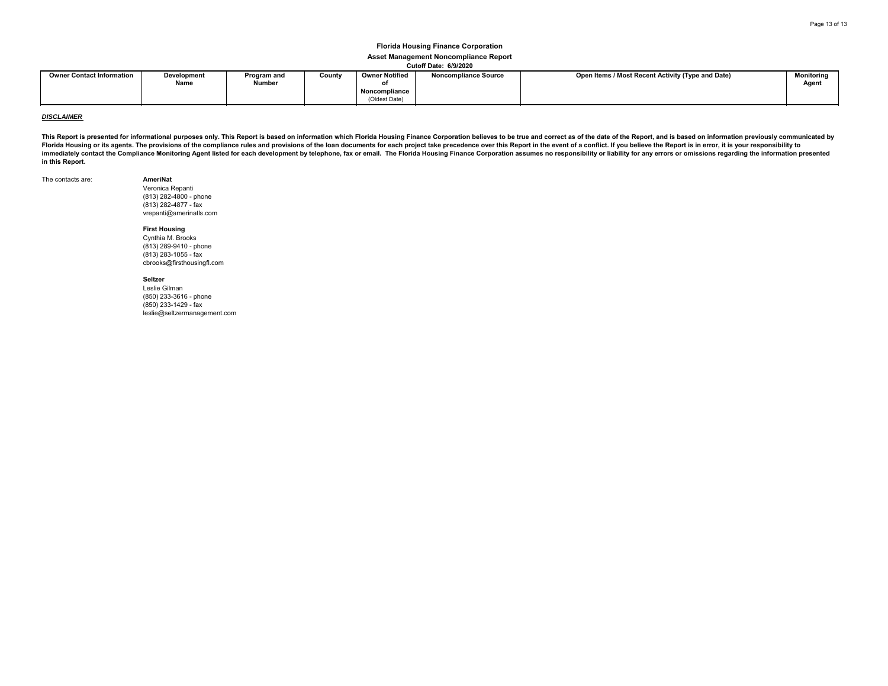**Florida Housing Finance Corporation**

**Asset Management Noncompliance Report**

**Cutoff Date: 6/9/2020**

| Owner Contact Information | Development Name | Program and Number | County | Owner Notified of Noncompliance (Oldest Date) | Noncompliance Source | Open Items / Most Recent Activity (Type and Date) | Monitoring Agent |
|---|---|---|---|---|---|---|---|

***DISCLAIMER***

**This Report is presented for informational purposes only. This Report is based on information which Florida Housing Finance Corporation believes to be true and correct as of the date of the Report, and is based on information previously communicated by Florida Housing or its agents. The provisions of the compliance rules and provisions of the loan documents for each project take precedence over this Report in the event of a conflict. If you believe the Report is in error, it is your responsibility to immediately contact the Compliance Monitoring Agent listed for each development by telephone, fax or email. The Florida Housing Finance Corporation assumes no responsibility or liability for any errors or omissions regarding the information presented in this Report.**

The contacts are:

**AmeriNat**
Veronica Repanti
(813) 282-4800 - phone
(813) 282-4877 - fax
vrepanti@amerinatls.com

**First Housing**
Cynthia M. Brooks
(813) 289-9410 - phone
(813) 283-1055 - fax
cbrooks@firsthousingfl.com

**Seltzer**
Leslie Gilman
(850) 233-3616 - phone
(850) 233-1429 - fax
leslie@seltzermanagement.com